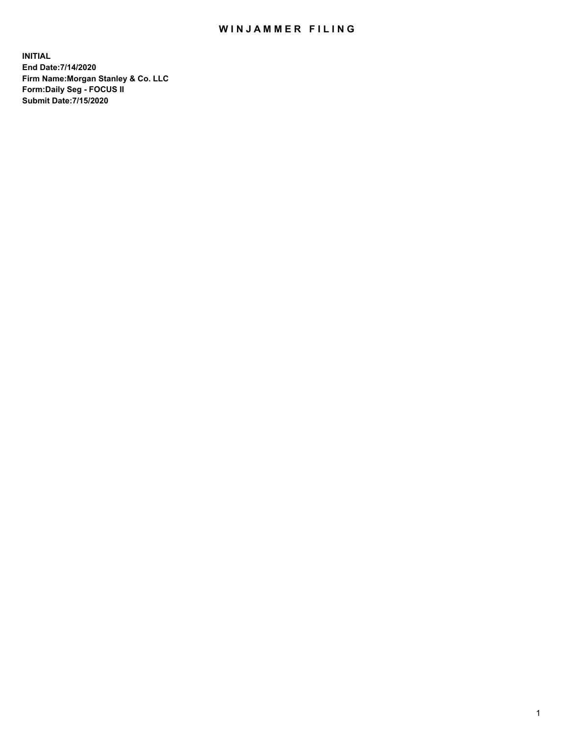# WINJAMMER FILING

**INITIAL**
**End Date:7/14/2020**
**Firm Name:Morgan Stanley & Co. LLC**
**Form:Daily Seg - FOCUS II**
**Submit Date:7/15/2020**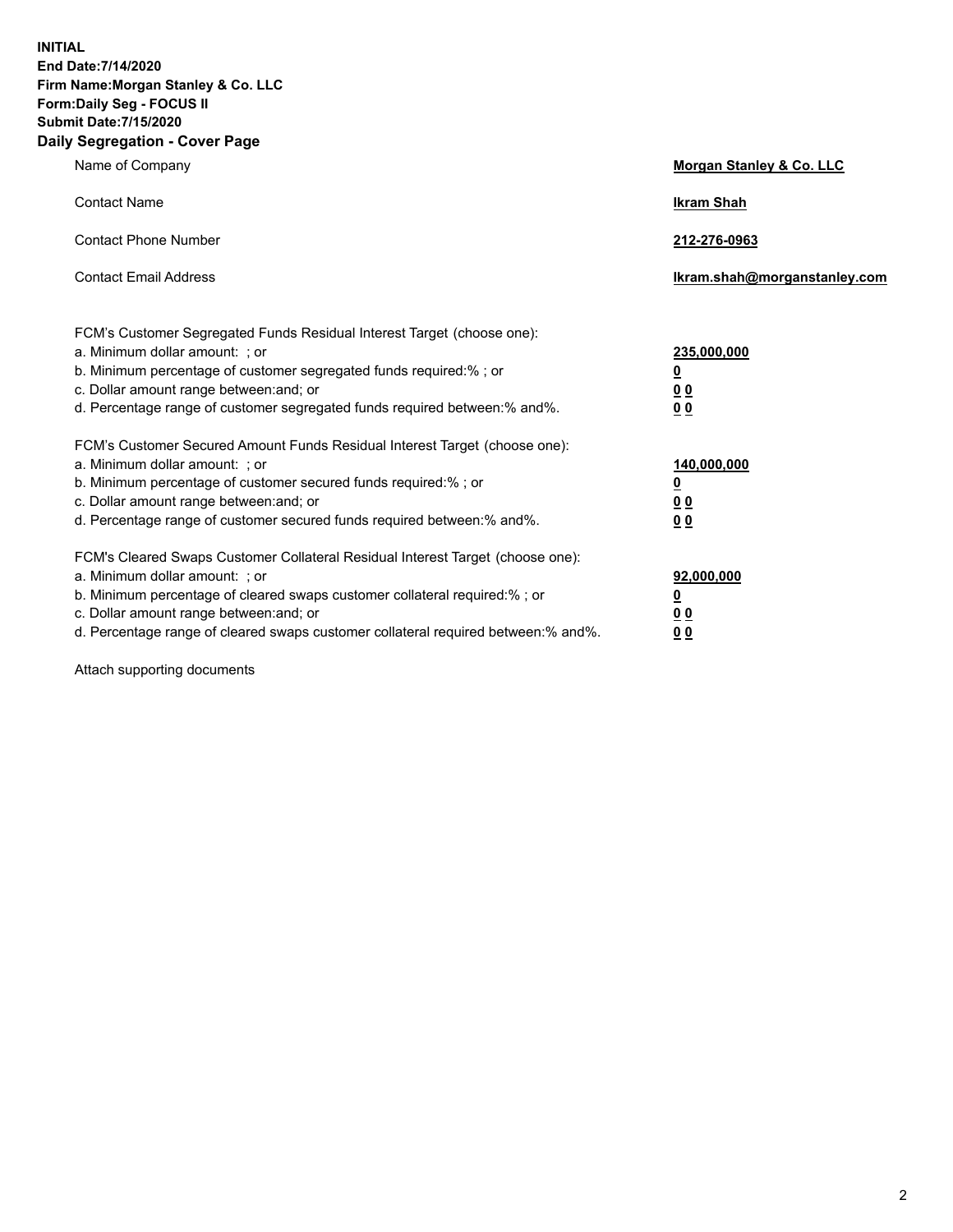**INITIAL**
**End Date:7/14/2020**
**Firm Name:Morgan Stanley & Co. LLC**
**Form:Daily Seg - FOCUS II**
**Submit Date:7/15/2020**

**Daily Segregation - Cover Page**

| | |
|---|---|
| Name of Company | **Morgan Stanley & Co. LLC** |
| Contact Name | **Ikram Shah** |
| Contact Phone Number | **212-276-0963** |
| Contact Email Address | **Ikram.shah@morganstanley.com** |

FCM's Customer Segregated Funds Residual Interest Target (choose one):

| | |
|---|---|
| a. Minimum dollar amount: ; or | **235,000,000** |
| b. Minimum percentage of customer segregated funds required:% ; or | **0** |
| c. Dollar amount range between:and; or | **0 0** |
| d. Percentage range of customer segregated funds required between:% and%. | **0 0** |

FCM's Customer Secured Amount Funds Residual Interest Target (choose one):

| | |
|---|---|
| a. Minimum dollar amount: ; or | **140,000,000** |
| b. Minimum percentage of customer secured funds required:% ; or | **0** |
| c. Dollar amount range between:and; or | **0 0** |
| d. Percentage range of customer secured funds required between:% and%. | **0 0** |

FCM's Cleared Swaps Customer Collateral Residual Interest Target (choose one):

| | |
|---|---|
| a. Minimum dollar amount: ; or | **92,000,000** |
| b. Minimum percentage of cleared swaps customer collateral required:% ; or | **0** |
| c. Dollar amount range between:and; or | **0 0** |
| d. Percentage range of cleared swaps customer collateral required between:% and%. | **0 0** |

Attach supporting documents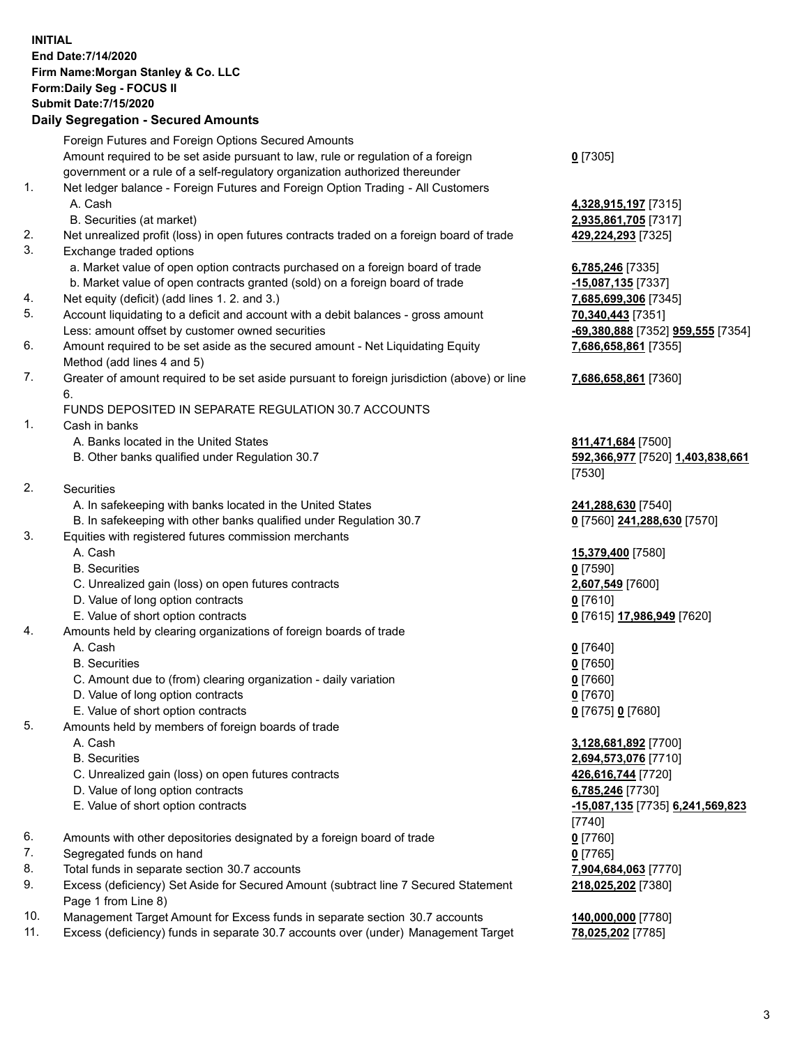**INITIAL**
**End Date:7/14/2020**
**Firm Name:Morgan Stanley & Co. LLC**
**Form:Daily Seg - FOCUS II**
**Submit Date:7/15/2020**

**Daily Segregation - Secured Amounts**

| | | |
|---|---|---|
| | Foreign Futures and Foreign Options Secured Amounts | |
| | Amount required to be set aside pursuant to law, rule or regulation of a foreign government or a rule of a self-regulatory organization authorized thereunder | **0** [7305] |
| 1. | Net ledger balance - Foreign Futures and Foreign Option Trading - All Customers | |
| | A. Cash | **4,328,915,197** [7315] |
| | B. Securities (at market) | **2,935,861,705** [7317] |
| 2. | Net unrealized profit (loss) in open futures contracts traded on a foreign board of trade | **429,224,293** [7325] |
| 3. | Exchange traded options | |
| | a. Market value of open option contracts purchased on a foreign board of trade | **6,785,246** [7335] |
| | b. Market value of open contracts granted (sold) on a foreign board of trade | **-15,087,135** [7337] |
| 4. | Net equity (deficit) (add lines 1. 2. and 3.) | **7,685,699,306** [7345] |
| 5. | Account liquidating to a deficit and account with a debit balances - gross amount | **70,340,443** [7351] |
| | Less: amount offset by customer owned securities | **-69,380,888** [7352] **959,555** [7354] |
| 6. | Amount required to be set aside as the secured amount - Net Liquidating Equity Method (add lines 4 and 5) | **7,686,658,861** [7355] |
| 7. | Greater of amount required to be set aside pursuant to foreign jurisdiction (above) or line 6. | **7,686,658,861** [7360] |
| | FUNDS DEPOSITED IN SEPARATE REGULATION 30.7 ACCOUNTS | |
| 1. | Cash in banks | |
| | A. Banks located in the United States | **811,471,684** [7500] |
| | B. Other banks qualified under Regulation 30.7 | **592,366,977** [7520] **1,403,838,661** [7530] |
| 2. | Securities | |
| | A. In safekeeping with banks located in the United States | **241,288,630** [7540] |
| | B. In safekeeping with other banks qualified under Regulation 30.7 | **0** [7560] **241,288,630** [7570] |
| 3. | Equities with registered futures commission merchants | |
| | A. Cash | **15,379,400** [7580] |
| | B. Securities | **0** [7590] |
| | C. Unrealized gain (loss) on open futures contracts | **2,607,549** [7600] |
| | D. Value of long option contracts | **0** [7610] |
| | E. Value of short option contracts | **0** [7615] **17,986,949** [7620] |
| 4. | Amounts held by clearing organizations of foreign boards of trade | |
| | A. Cash | **0** [7640] |
| | B. Securities | **0** [7650] |
| | C. Amount due to (from) clearing organization - daily variation | **0** [7660] |
| | D. Value of long option contracts | **0** [7670] |
| | E. Value of short option contracts | **0** [7675] **0** [7680] |
| 5. | Amounts held by members of foreign boards of trade | |
| | A. Cash | **3,128,681,892** [7700] |
| | B. Securities | **2,694,573,076** [7710] |
| | C. Unrealized gain (loss) on open futures contracts | **426,616,744** [7720] |
| | D. Value of long option contracts | **6,785,246** [7730] |
| | E. Value of short option contracts | **-15,087,135** [7735] **6,241,569,823** [7740] |
| 6. | Amounts with other depositories designated by a foreign board of trade | **0** [7760] |
| 7. | Segregated funds on hand | **0** [7765] |
| 8. | Total funds in separate section 30.7 accounts | **7,904,684,063** [7770] |
| 9. | Excess (deficiency) Set Aside for Secured Amount (subtract line 7 Secured Statement Page 1 from Line 8) | **218,025,202** [7380] |
| 10. | Management Target Amount for Excess funds in separate section 30.7 accounts | **140,000,000** [7780] |
| 11. | Excess (deficiency) funds in separate 30.7 accounts over (under) Management Target | **78,025,202** [7785] |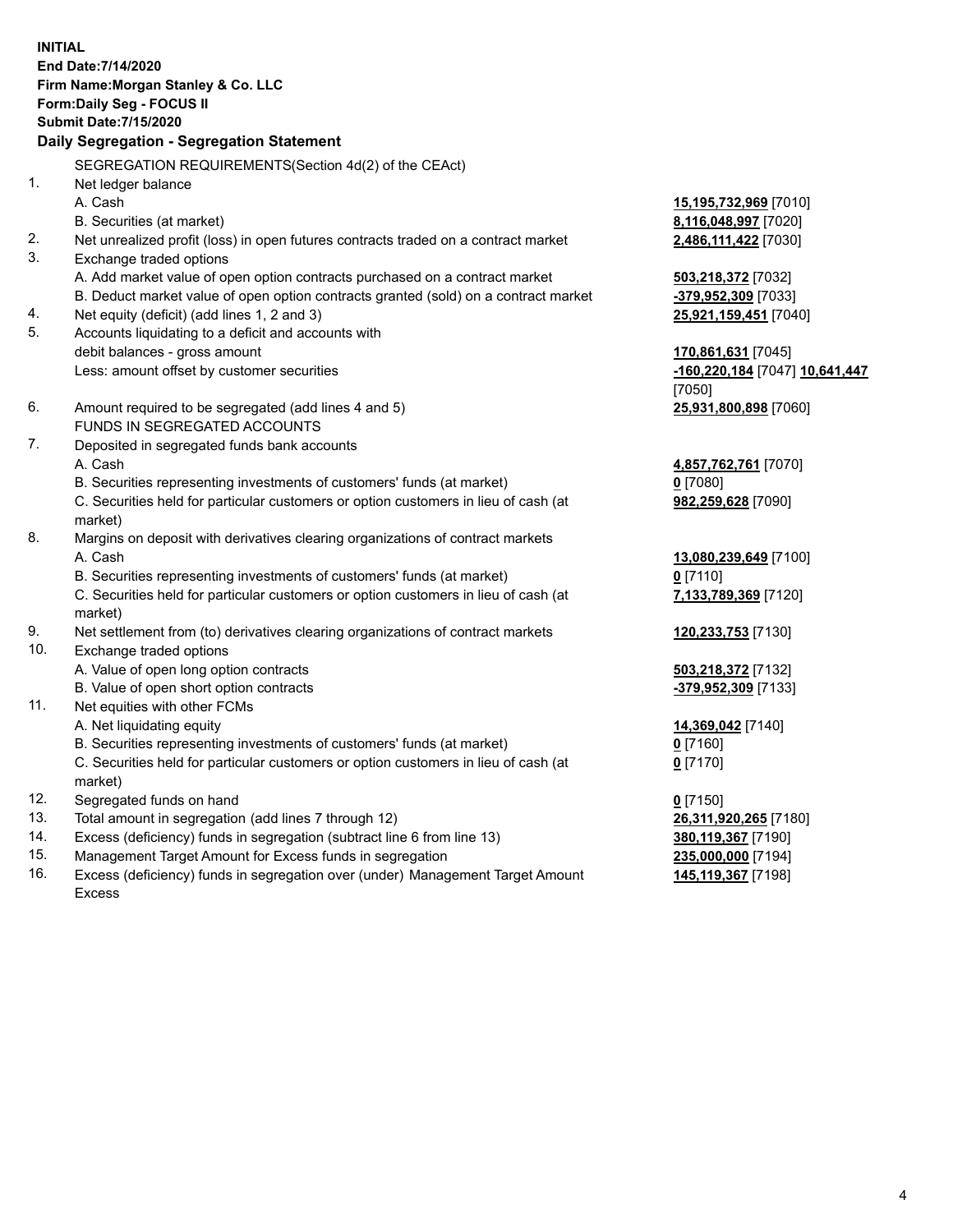**INITIAL**
**End Date:7/14/2020**
**Firm Name:Morgan Stanley & Co. LLC**
**Form:Daily Seg - FOCUS II**
**Submit Date:7/15/2020**

## Daily Segregation - Segregation Statement

| | | |
|---|---|---|
| | SEGREGATION REQUIREMENTS(Section 4d(2) of the CEAct) | |
| 1. | Net ledger balance | |
| | A. Cash | **15,195,732,969** [7010] |
| | B. Securities (at market) | **8,116,048,997** [7020] |
| 2. | Net unrealized profit (loss) in open futures contracts traded on a contract market | **2,486,111,422** [7030] |
| 3. | Exchange traded options | |
| | A. Add market value of open option contracts purchased on a contract market | **503,218,372** [7032] |
| | B. Deduct market value of open option contracts granted (sold) on a contract market | **-379,952,309** [7033] |
| 4. | Net equity (deficit) (add lines 1, 2 and 3) | **25,921,159,451** [7040] |
| 5. | Accounts liquidating to a deficit and accounts with debit balances - gross amount | **170,861,631** [7045] |
| | Less: amount offset by customer securities | **-160,220,184** [7047] **10,641,447** [7050] |
| 6. | Amount required to be segregated (add lines 4 and 5) | **25,931,800,898** [7060] |
| | FUNDS IN SEGREGATED ACCOUNTS | |
| 7. | Deposited in segregated funds bank accounts | |
| | A. Cash | **4,857,762,761** [7070] |
| | B. Securities representing investments of customers' funds (at market) | **0** [7080] |
| | C. Securities held for particular customers or option customers in lieu of cash (at market) | **982,259,628** [7090] |
| 8. | Margins on deposit with derivatives clearing organizations of contract markets | |
| | A. Cash | **13,080,239,649** [7100] |
| | B. Securities representing investments of customers' funds (at market) | **0** [7110] |
| | C. Securities held for particular customers or option customers in lieu of cash (at market) | **7,133,789,369** [7120] |
| 9. | Net settlement from (to) derivatives clearing organizations of contract markets | **120,233,753** [7130] |
| 10. | Exchange traded options | |
| | A. Value of open long option contracts | **503,218,372** [7132] |
| | B. Value of open short option contracts | **-379,952,309** [7133] |
| 11. | Net equities with other FCMs | |
| | A. Net liquidating equity | **14,369,042** [7140] |
| | B. Securities representing investments of customers' funds (at market) | **0** [7160] |
| | C. Securities held for particular customers or option customers in lieu of cash (at market) | **0** [7170] |
| 12. | Segregated funds on hand | **0** [7150] |
| 13. | Total amount in segregation (add lines 7 through 12) | **26,311,920,265** [7180] |
| 14. | Excess (deficiency) funds in segregation (subtract line 6 from line 13) | **380,119,367** [7190] |
| 15. | Management Target Amount for Excess funds in segregation | **235,000,000** [7194] |
| 16. | Excess (deficiency) funds in segregation over (under) Management Target Amount Excess | **145,119,367** [7198] |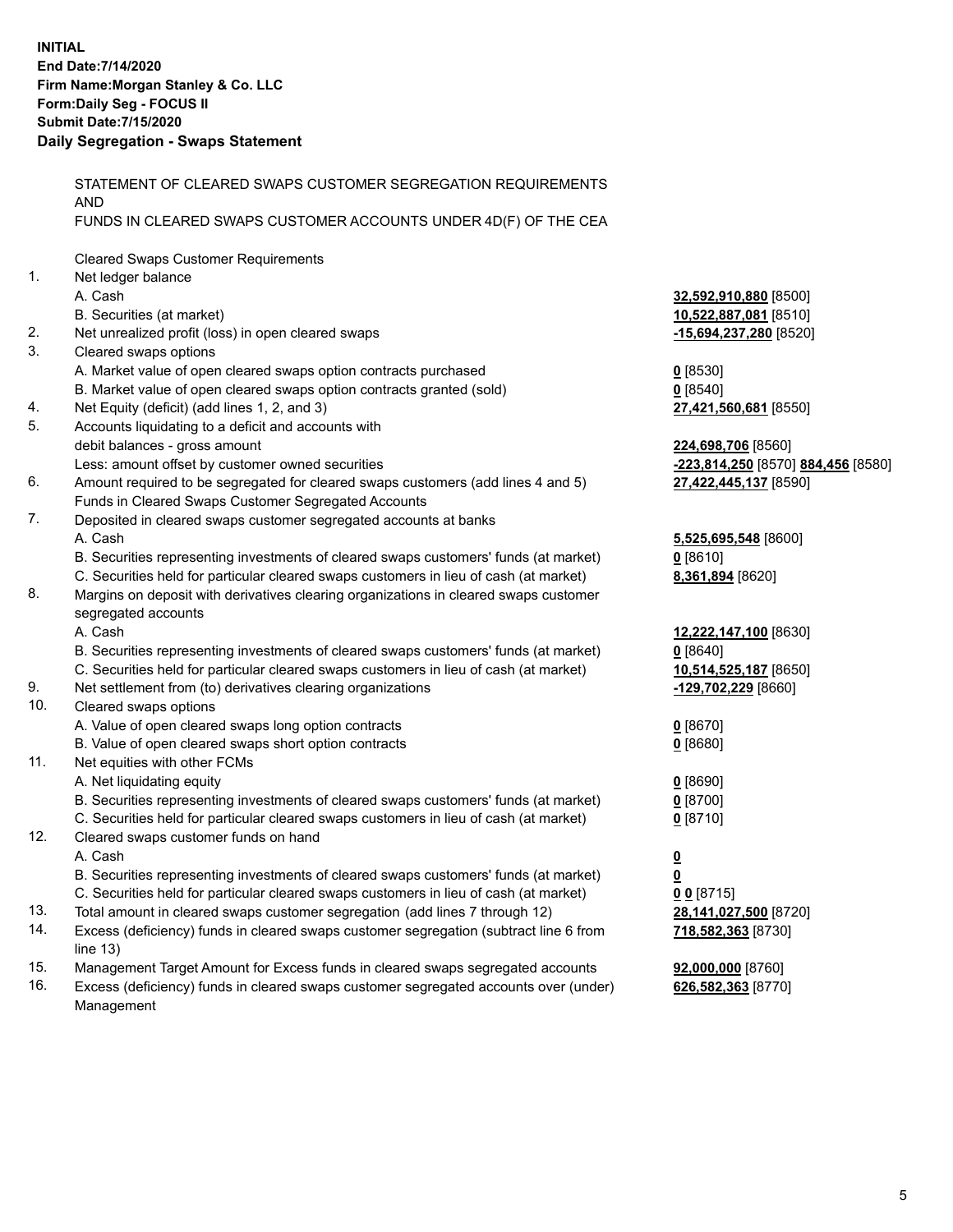**INITIAL**
**End Date:7/14/2020**
**Firm Name:Morgan Stanley & Co. LLC**
**Form:Daily Seg - FOCUS II**
**Submit Date:7/15/2020**
**Daily Segregation - Swaps Statement**

STATEMENT OF CLEARED SWAPS CUSTOMER SEGREGATION REQUIREMENTS AND FUNDS IN CLEARED SWAPS CUSTOMER ACCOUNTS UNDER 4D(F) OF THE CEA

| | | |
|---|---|---|
| | Cleared Swaps Customer Requirements | |
| 1. | Net ledger balance | |
| | A. Cash | **32,592,910,880** [8500] |
| | B. Securities (at market) | **10,522,887,081** [8510] |
| 2. | Net unrealized profit (loss) in open cleared swaps | **-15,694,237,280** [8520] |
| 3. | Cleared swaps options | |
| | A. Market value of open cleared swaps option contracts purchased | **0** [8530] |
| | B. Market value of open cleared swaps option contracts granted (sold) | **0** [8540] |
| 4. | Net Equity (deficit) (add lines 1, 2, and 3) | **27,421,560,681** [8550] |
| 5. | Accounts liquidating to a deficit and accounts with debit balances - gross amount | **224,698,706** [8560] |
| | Less: amount offset by customer owned securities | **-223,814,250** [8570] **884,456** [8580] |
| 6. | Amount required to be segregated for cleared swaps customers (add lines 4 and 5) | **27,422,445,137** [8590] |
| | Funds in Cleared Swaps Customer Segregated Accounts | |
| 7. | Deposited in cleared swaps customer segregated accounts at banks | |
| | A. Cash | **5,525,695,548** [8600] |
| | B. Securities representing investments of cleared swaps customers' funds (at market) | **0** [8610] |
| | C. Securities held for particular cleared swaps customers in lieu of cash (at market) | **8,361,894** [8620] |
| 8. | Margins on deposit with derivatives clearing organizations in cleared swaps customer segregated accounts | |
| | A. Cash | **12,222,147,100** [8630] |
| | B. Securities representing investments of cleared swaps customers' funds (at market) | **0** [8640] |
| | C. Securities held for particular cleared swaps customers in lieu of cash (at market) | **10,514,525,187** [8650] |
| 9. | Net settlement from (to) derivatives clearing organizations | **-129,702,229** [8660] |
| 10. | Cleared swaps options | |
| | A. Value of open cleared swaps long option contracts | **0** [8670] |
| | B. Value of open cleared swaps short option contracts | **0** [8680] |
| 11. | Net equities with other FCMs | |
| | A. Net liquidating equity | **0** [8690] |
| | B. Securities representing investments of cleared swaps customers' funds (at market) | **0** [8700] |
| | C. Securities held for particular cleared swaps customers in lieu of cash (at market) | **0** [8710] |
| 12. | Cleared swaps customer funds on hand | |
| | A. Cash | **0** |
| | B. Securities representing investments of cleared swaps customers' funds (at market) | **0** |
| | C. Securities held for particular cleared swaps customers in lieu of cash (at market) | **0** **0** [8715] |
| 13. | Total amount in cleared swaps customer segregation (add lines 7 through 12) | **28,141,027,500** [8720] |
| 14. | Excess (deficiency) funds in cleared swaps customer segregation (subtract line 6 from line 13) | **718,582,363** [8730] |
| 15. | Management Target Amount for Excess funds in cleared swaps segregated accounts | **92,000,000** [8760] |
| 16. | Excess (deficiency) funds in cleared swaps customer segregated accounts over (under) Management | **626,582,363** [8770] |